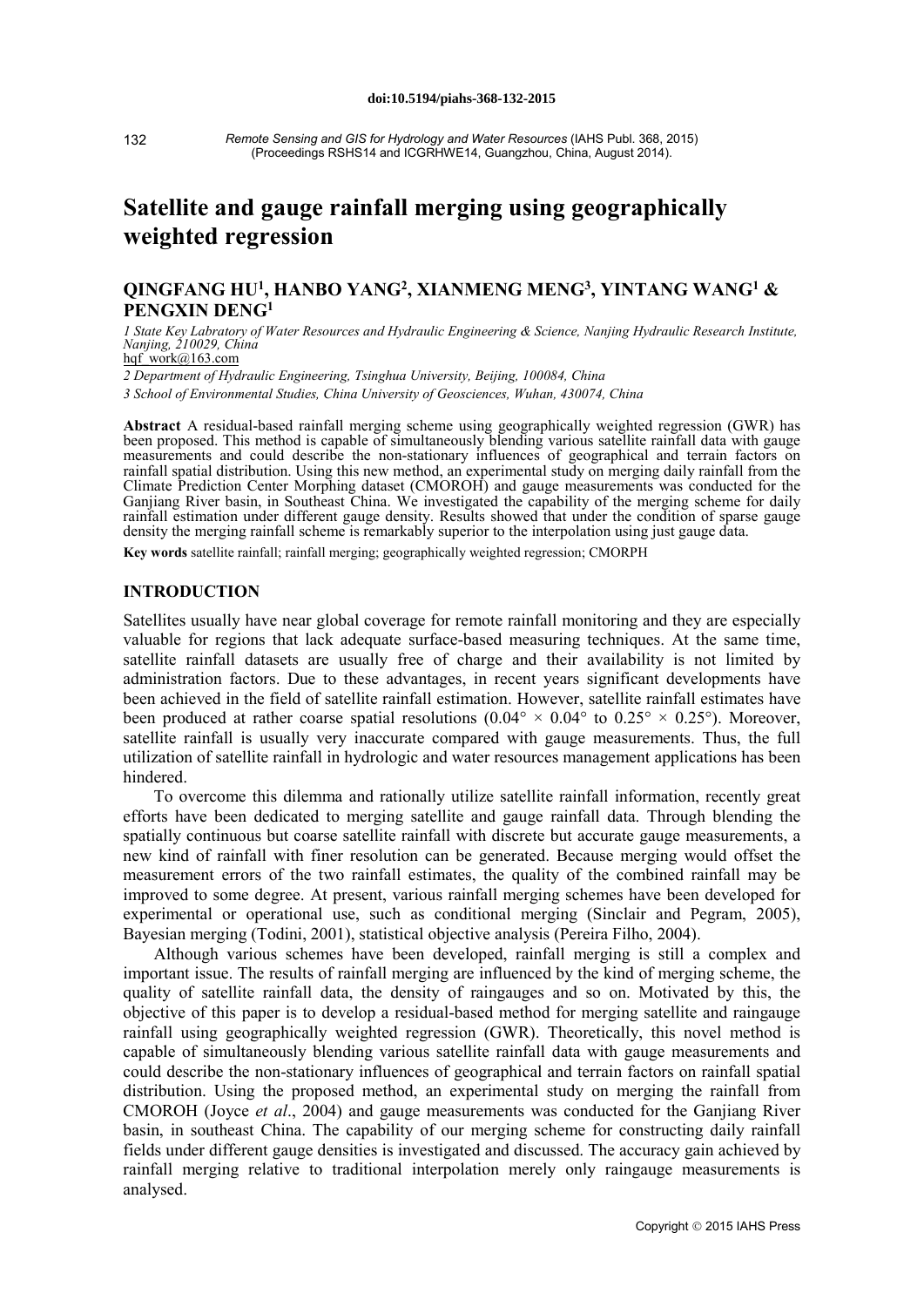doi:10.5194/piahs-368-132-2015

*Remote Sensing and GIS for Hydrology and Water Resources* (IAHS Publ. 368, 2015)
(Proceedings RSHS14 and ICGRHWE14, Guangzhou, China, August 2014).

# Satellite and gauge rainfall merging using geographically weighted regression

## QINGFANG HU[1], HANBO YANG[2], XIANMENG MENG[3], YINTANG WANG[1] & PENGXIN DENG[1]

*1 State Key Laboratory of Water Resources and Hydraulic Engineering & Science, Nanjing Hydraulic Research Institute, Nanjing, 210029, China*
hqf_work@163.com

*2 Department of Hydraulic Engineering, Tsinghua University, Beijing, 100084, China*

*3 School of Environmental Studies, China University of Geosciences, Wuhan, 430074, China*

**Abstract** A residual-based rainfall merging scheme using geographically weighted regression (GWR) has been proposed. This method is capable of simultaneously blending various satellite rainfall data with gauge measurements and could describe the non-stationary influences of geographical and terrain factors on rainfall spatial distribution. Using this new method, an experimental study on merging daily rainfall from the Climate Prediction Center Morphing dataset (CMOROH) and gauge measurements was conducted for the Ganjiang River basin, in Southeast China. We investigated the capability of the merging scheme for daily rainfall estimation under different gauge density. Results showed that under the condition of sparse gauge density the merging rainfall scheme is remarkably superior to the interpolation using just gauge data.

**Key words** satellite rainfall; rainfall merging; geographically weighted regression; CMORPH

## INTRODUCTION

Satellites usually have near global coverage for remote rainfall monitoring and they are especially valuable for regions that lack adequate surface-based measuring techniques. At the same time, satellite rainfall datasets are usually free of charge and their availability is not limited by administration factors. Due to these advantages, in recent years significant developments have been achieved in the field of satellite rainfall estimation. However, satellite rainfall estimates have been produced at rather coarse spatial resolutions (0.04° × 0.04° to 0.25° × 0.25°). Moreover, satellite rainfall is usually very inaccurate compared with gauge measurements. Thus, the full utilization of satellite rainfall in hydrologic and water resources management applications has been hindered.

To overcome this dilemma and rationally utilize satellite rainfall information, recently great efforts have been dedicated to merging satellite and gauge rainfall data. Through blending the spatially continuous but coarse satellite rainfall with discrete but accurate gauge measurements, a new kind of rainfall with finer resolution can be generated. Because merging would offset the measurement errors of the two rainfall estimates, the quality of the combined rainfall may be improved to some degree. At present, various rainfall merging schemes have been developed for experimental or operational use, such as conditional merging (Sinclair and Pegram, 2005), Bayesian merging (Todini, 2001), statistical objective analysis (Pereira Filho, 2004).

Although various schemes have been developed, rainfall merging is still a complex and important issue. The results of rainfall merging are influenced by the kind of merging scheme, the quality of satellite rainfall data, the density of raingauges and so on. Motivated by this, the objective of this paper is to develop a residual-based method for merging satellite and raingauge rainfall using geographically weighted regression (GWR). Theoretically, this novel method is capable of simultaneously blending various satellite rainfall data with gauge measurements and could describe the non-stationary influences of geographical and terrain factors on rainfall spatial distribution. Using the proposed method, an experimental study on merging the rainfall from CMOROH (Joyce *et al*., 2004) and gauge measurements was conducted for the Ganjiang River basin, in southeast China. The capability of our merging scheme for constructing daily rainfall fields under different gauge densities is investigated and discussed. The accuracy gain achieved by rainfall merging relative to traditional interpolation merely only raingauge measurements is analysed.

Copyright © 2015 IAHS Press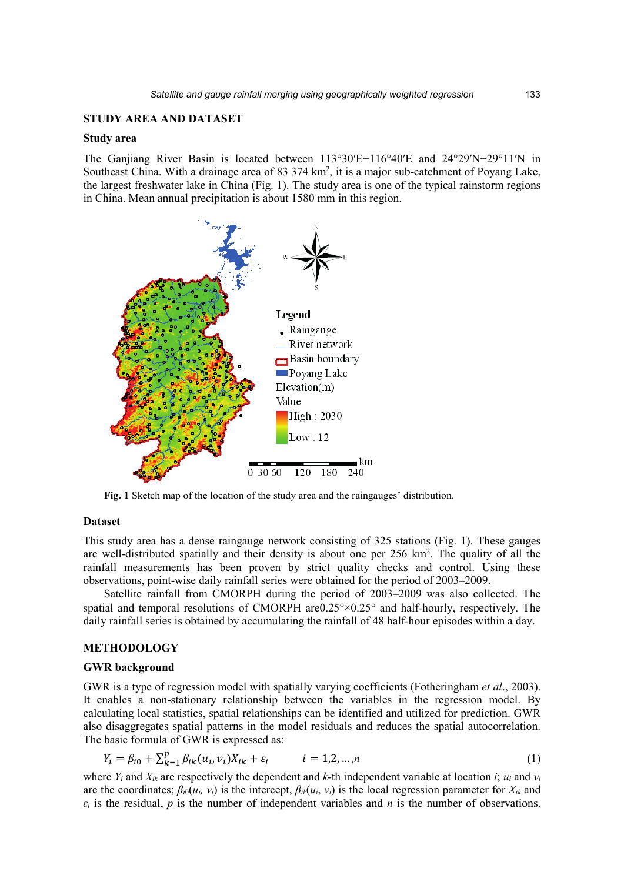## STUDY AREA AND DATASET

### Study area

The Ganjiang River Basin is located between 113°30′E−116°40′E and 24°29′N−29°11′N in Southeast China. With a drainage area of 83 374 km$^2$, it is a major sub-catchment of Poyang Lake, the largest freshwater lake in China (Fig. 1). The study area is one of the typical rainstorm regions in China. Mean annual precipitation is about 1580 mm in this region.

**Fig. 1** Sketch map of the location of the study area and the raingauges' distribution.

### Dataset

This study area has a dense raingauge network consisting of 325 stations (Fig. 1). These gauges are well-distributed spatially and their density is about one per 256 km$^2$. The quality of all the rainfall measurements has been proven by strict quality checks and control. Using these observations, point-wise daily rainfall series were obtained for the period of 2003–2009.

Satellite rainfall from CMORPH during the period of 2003–2009 was also collected. The spatial and temporal resolutions of CMORPH are0.25°×0.25° and half-hourly, respectively. The daily rainfall series is obtained by accumulating the rainfall of 48 half-hour episodes within a day.

## METHODOLOGY

### GWR background

GWR is a type of regression model with spatially varying coefficients (Fotheringham *et al*., 2003). It enables a non-stationary relationship between the variables in the regression model. By calculating local statistics, spatial relationships can be identified and utilized for prediction. GWR also disaggregates spatial patterns in the model residuals and reduces the spatial autocorrelation. The basic formula of GWR is expressed as:

$$Y_i = \beta_{i0} + \sum_{k=1}^{p} \beta_{ik}(u_i, v_i) X_{ik} + \varepsilon_i \qquad i = 1,2,\ldots,n \tag{1}$$

where $Y_i$ and $X_{ik}$ are respectively the dependent and $k$-th independent variable at location $i$; $u_i$ and $v_i$ are the coordinates; $\beta_{i0}(u_i, v_i)$ is the intercept, $\beta_{ik}(u_i, v_i)$ is the local regression parameter for $X_{ik}$ and $\varepsilon_i$ is the residual, $p$ is the number of independent variables and $n$ is the number of observations.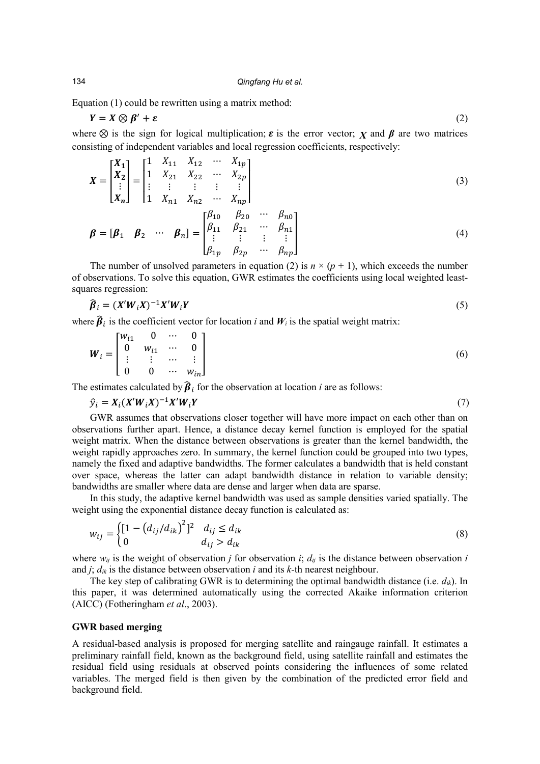Equation (1) could be rewritten using a matrix method:

$$\boldsymbol{Y} = \boldsymbol{X} \otimes \boldsymbol{\beta}' + \boldsymbol{\varepsilon} \tag{2}$$

where $\otimes$ is the sign for logical multiplication; $\boldsymbol{\varepsilon}$ is the error vector; $\boldsymbol{X}$ and $\boldsymbol{\beta}$ are two matrices consisting of independent variables and local regression coefficients, respectively:

$$\boldsymbol{X} = \begin{bmatrix} \boldsymbol{X_1} \\ \boldsymbol{X_2} \\ \vdots \\ \boldsymbol{X_n} \end{bmatrix} = \begin{bmatrix} 1 & X_{11} & X_{12} & \cdots & X_{1p} \\ 1 & X_{21} & X_{22} & \cdots & X_{2p} \\ \vdots & \vdots & \vdots & \vdots & \vdots \\ 1 & X_{n1} & X_{n2} & \cdots & X_{np} \end{bmatrix} \tag{3}$$

$$\boldsymbol{\beta} = [\boldsymbol{\beta}_1 \quad \boldsymbol{\beta}_2 \quad \cdots \quad \boldsymbol{\beta}_n] = \begin{bmatrix} \beta_{10} & \beta_{20} & \cdots & \beta_{n0} \\ \beta_{11} & \beta_{21} & \cdots & \beta_{n1} \\ \vdots & \vdots & \vdots & \vdots \\ \beta_{1p} & \beta_{2p} & \cdots & \beta_{np} \end{bmatrix} \tag{4}$$

The number of unsolved parameters in equation (2) is $n \times (p + 1)$, which exceeds the number of observations. To solve this equation, GWR estimates the coefficients using local weighted least-squares regression:

$$\widehat{\boldsymbol{\beta}}_i = (\boldsymbol{X}'\boldsymbol{W}_i\boldsymbol{X})^{-1}\boldsymbol{X}'\boldsymbol{W}_i\boldsymbol{Y} \tag{5}$$

where $\widehat{\boldsymbol{\beta}}_i$ is the coefficient vector for location $i$ and $\boldsymbol{W}_i$ is the spatial weight matrix:

$$\boldsymbol{W}_i = \begin{bmatrix} w_{i1} & 0 & \cdots & 0 \\ 0 & w_{i1} & \cdots & 0 \\ \vdots & \vdots & \cdots & \vdots \\ 0 & 0 & \cdots & w_{in} \end{bmatrix} \tag{6}$$

The estimates calculated by $\widehat{\boldsymbol{\beta}}_i$ for the observation at location $i$ are as follows:

$$\hat{y}_i = \boldsymbol{X}_i(\boldsymbol{X}'\boldsymbol{W}_i\boldsymbol{X})^{-1}\boldsymbol{X}'\boldsymbol{W}_i\boldsymbol{Y} \tag{7}$$

GWR assumes that observations closer together will have more impact on each other than on observations further apart. Hence, a distance decay kernel function is employed for the spatial weight matrix. When the distance between observations is greater than the kernel bandwidth, the weight rapidly approaches zero. In summary, the kernel function could be grouped into two types, namely the fixed and adaptive bandwidths. The former calculates a bandwidth that is held constant over space, whereas the latter can adapt bandwidth distance in relation to variable density; bandwidths are smaller where data are dense and larger when data are sparse.

In this study, the adaptive kernel bandwidth was used as sample densities varied spatially. The weight using the exponential distance decay function is calculated as:

$$w_{ij} = \begin{cases} [1 - \left(d_{ij}/d_{ik}\right)^2]^2 & d_{ij} \le d_{ik} \\ 0 & d_{ij} > d_{ik} \end{cases} \tag{8}$$

where $w_{ij}$ is the weight of observation $j$ for observation $i$; $d_{ij}$ is the distance between observation $i$ and $j$; $d_{ik}$ is the distance between observation $i$ and its $k$-th nearest neighbour.

The key step of calibrating GWR is to determining the optimal bandwidth distance (i.e. $d_{ik}$). In this paper, it was determined automatically using the corrected Akaike information criterion (AICC) (Fotheringham *et al*., 2003).

### GWR based merging

A residual-based analysis is proposed for merging satellite and raingauge rainfall. It estimates a preliminary rainfall field, known as the background field, using satellite rainfall and estimates the residual field using residuals at observed points considering the influences of some related variables. The merged field is then given by the combination of the predicted error field and background field.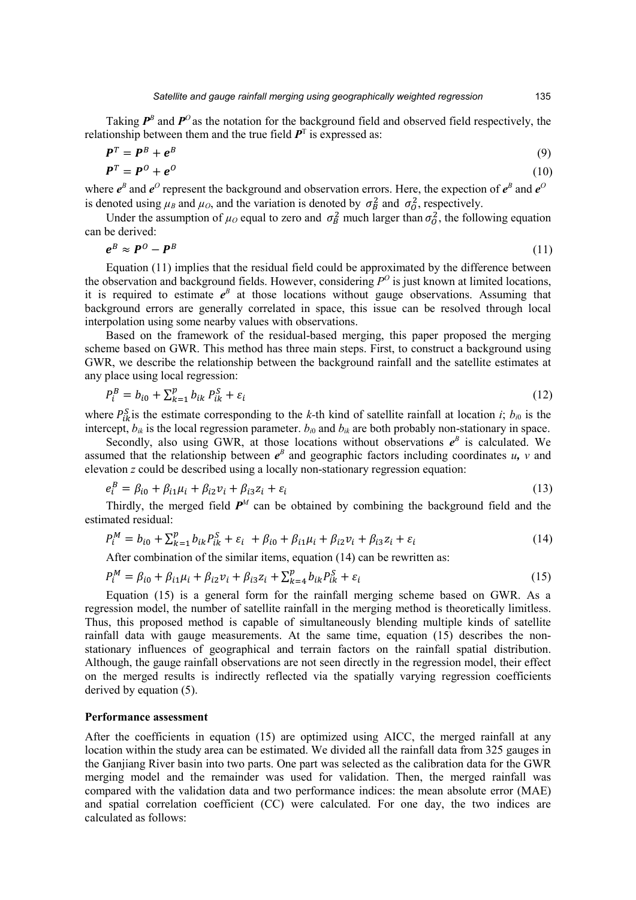Taking $\boldsymbol{P}^B$ and $\boldsymbol{P}^O$ as the notation for the background field and observed field respectively, the relationship between them and the true field $\boldsymbol{P}^T$ is expressed as:

$$\boldsymbol{P}^T = \boldsymbol{P}^B + \boldsymbol{e}^B \tag{9}$$

$$\boldsymbol{P}^T = \boldsymbol{P}^O + \boldsymbol{e}^O \tag{10}$$

where $\boldsymbol{e}^B$ and $\boldsymbol{e}^O$ represent the background and observation errors. Here, the expection of $\boldsymbol{e}^B$ and $\boldsymbol{e}^O$ is denoted using $\mu_B$ and $\mu_O$, and the variation is denoted by $\sigma_B^2$ and $\sigma_O^2$, respectively.

Under the assumption of $\mu_O$ equal to zero and $\sigma_B^2$ much larger than $\sigma_O^2$, the following equation can be derived:

$$\boldsymbol{e}^B \approx \boldsymbol{P}^O - \boldsymbol{P}^B \tag{11}$$

Equation (11) implies that the residual field could be approximated by the difference between the observation and background fields. However, considering $P^O$ is just known at limited locations, it is required to estimate $\boldsymbol{e}^B$ at those locations without gauge observations. Assuming that background errors are generally correlated in space, this issue can be resolved through local interpolation using some nearby values with observations.

Based on the framework of the residual-based merging, this paper proposed the merging scheme based on GWR. This method has three main steps. First, to construct a background using GWR, we describe the relationship between the background rainfall and the satellite estimates at any place using local regression:

$$P_i^B = b_{i0} + \sum_{k=1}^{p} b_{ik} P_{ik}^S + \varepsilon_i \tag{12}$$

where $P_{ik}^S$ is the estimate corresponding to the $k$-th kind of satellite rainfall at location $i$; $b_{i0}$ is the intercept, $b_{ik}$ is the local regression parameter. $b_{i0}$ and $b_{ik}$ are both probably non-stationary in space.

Secondly, also using GWR, at those locations without observations $\boldsymbol{e}^B$ is calculated. We assumed that the relationship between $\boldsymbol{e}^B$ and geographic factors including coordinates $\boldsymbol{u}$, $v$ and elevation $z$ could be described using a locally non-stationary regression equation:

$$e_i^B = \beta_{i0} + \beta_{i1}\mu_i + \beta_{i2}v_i + \beta_{i3}z_i + \varepsilon_i \tag{13}$$

Thirdly, the merged field $\boldsymbol{P}^M$ can be obtained by combining the background field and the estimated residual:

$$P_i^M = b_{i0} + \sum_{k=1}^{p} b_{ik} P_{ik}^S + \varepsilon_i + \beta_{i0} + \beta_{i1}\mu_i + \beta_{i2}v_i + \beta_{i3}z_i + \varepsilon_i \tag{14}$$

After combination of the similar items, equation (14) can be rewritten as:

$$P_i^M = \beta_{i0} + \beta_{i1}\mu_i + \beta_{i2}v_i + \beta_{i3}z_i + \sum_{k=4}^{p} b_{ik} P_{ik}^S + \varepsilon_i \tag{15}$$

Equation (15) is a general form for the rainfall merging scheme based on GWR. As a regression model, the number of satellite rainfall in the merging method is theoretically limitless. Thus, this proposed method is capable of simultaneously blending multiple kinds of satellite rainfall data with gauge measurements. At the same time, equation (15) describes the non-stationary influences of geographical and terrain factors on the rainfall spatial distribution. Although, the gauge rainfall observations are not seen directly in the regression model, their effect on the merged results is indirectly reflected via the spatially varying regression coefficients derived by equation (5).

**Performance assessment**

After the coefficients in equation (15) are optimized using AICC, the merged rainfall at any location within the study area can be estimated. We divided all the rainfall data from 325 gauges in the Ganjiang River basin into two parts. One part was selected as the calibration data for the GWR merging model and the remainder was used for validation. Then, the merged rainfall was compared with the validation data and two performance indices: the mean absolute error (MAE) and spatial correlation coefficient (CC) were calculated. For one day, the two indices are calculated as follows: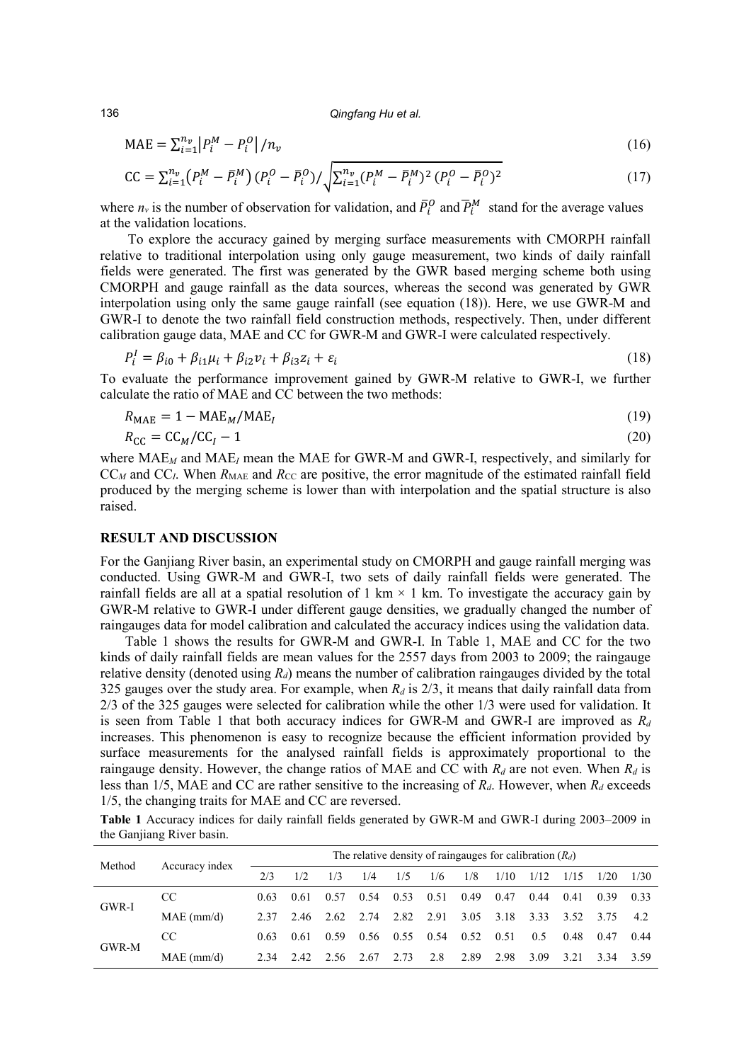$$\text{MAE} = \sum_{i=1}^{n_v} \left| P_i^M - P_i^O \right| / n_v \tag{16}$$

$$\text{CC} = \sum_{i=1}^{n_v} \left( P_i^M - \bar{P}_i^M \right) \left( P_i^O - \bar{P}_i^O \right) / \sqrt{\sum_{i=1}^{n_v} (P_i^M - \bar{P}_i^M)^2 \, (P_i^O - \bar{P}_i^O)^2} \tag{17}$$

where $n_v$ is the number of observation for validation, and $\bar{P}_i^O$ and $\bar{P}_i^M$ stand for the average values at the validation locations.

To explore the accuracy gained by merging surface measurements with CMORPH rainfall relative to traditional interpolation using only gauge measurement, two kinds of daily rainfall fields were generated. The first was generated by the GWR based merging scheme both using CMORPH and gauge rainfall as the data sources, whereas the second was generated by GWR interpolation using only the same gauge rainfall (see equation (18)). Here, we use GWR-M and GWR-I to denote the two rainfall field construction methods, respectively. Then, under different calibration gauge data, MAE and CC for GWR-M and GWR-I were calculated respectively.

$$P_i^I = \beta_{i0} + \beta_{i1}\mu_i + \beta_{i2}v_i + \beta_{i3}z_i + \varepsilon_i \tag{18}$$

To evaluate the performance improvement gained by GWR-M relative to GWR-I, we further calculate the ratio of MAE and CC between the two methods:

$$R_{\text{MAE}} = 1 - \text{MAE}_M / \text{MAE}_I \tag{19}$$

$$R_{\text{CC}} = \text{CC}_M / \text{CC}_I - 1 \tag{20}$$

where $\text{MAE}_M$ and $\text{MAE}_I$ mean the MAE for GWR-M and GWR-I, respectively, and similarly for $\text{CC}_M$ and $\text{CC}_I$. When $R_{\text{MAE}}$ and $R_{\text{CC}}$ are positive, the error magnitude of the estimated rainfall field produced by the merging scheme is lower than with interpolation and the spatial structure is also raised.

## RESULT AND DISCUSSION

For the Ganjiang River basin, an experimental study on CMORPH and gauge rainfall merging was conducted. Using GWR-M and GWR-I, two sets of daily rainfall fields were generated. The rainfall fields are all at a spatial resolution of 1 km × 1 km. To investigate the accuracy gain by GWR-M relative to GWR-I under different gauge densities, we gradually changed the number of raingauges data for model calibration and calculated the accuracy indices using the validation data.

Table 1 shows the results for GWR-M and GWR-I. In Table 1, MAE and CC for the two kinds of daily rainfall fields are mean values for the 2557 days from 2003 to 2009; the raingauge relative density (denoted using $R_d$) means the number of calibration raingauges divided by the total 325 gauges over the study area. For example, when $R_d$ is 2/3, it means that daily rainfall data from 2/3 of the 325 gauges were selected for calibration while the other 1/3 were used for validation. It is seen from Table 1 that both accuracy indices for GWR-M and GWR-I are improved as $R_d$ increases. This phenomenon is easy to recognize because the efficient information provided by surface measurements for the analysed rainfall fields is approximately proportional to the raingauge density. However, the change ratios of MAE and CC with $R_d$ are not even. When $R_d$ is less than 1/5, MAE and CC are rather sensitive to the increasing of $R_d$. However, when $R_d$ exceeds 1/5, the changing traits for MAE and CC are reversed.

**Table 1** Accuracy indices for daily rainfall fields generated by GWR-M and GWR-I during 2003–2009 in the Ganjiang River basin.

| Method | Accuracy index | The relative density of raingauges for calibration ($R_d$) | | | | | | | | | | | |
|---|---|---|---|---|---|---|---|---|---|---|---|---|---|
| | | 2/3 | 1/2 | 1/3 | 1/4 | 1/5 | 1/6 | 1/8 | 1/10 | 1/12 | 1/15 | 1/20 | 1/30 |
| GWR-I | CC | 0.63 | 0.61 | 0.57 | 0.54 | 0.53 | 0.51 | 0.49 | 0.47 | 0.44 | 0.41 | 0.39 | 0.33 |
| | MAE (mm/d) | 2.37 | 2.46 | 2.62 | 2.74 | 2.82 | 2.91 | 3.05 | 3.18 | 3.33 | 3.52 | 3.75 | 4.2 |
| GWR-M | CC | 0.63 | 0.61 | 0.59 | 0.56 | 0.55 | 0.54 | 0.52 | 0.51 | 0.5 | 0.48 | 0.47 | 0.44 |
| | MAE (mm/d) | 2.34 | 2.42 | 2.56 | 2.67 | 2.73 | 2.8 | 2.89 | 2.98 | 3.09 | 3.21 | 3.34 | 3.59 |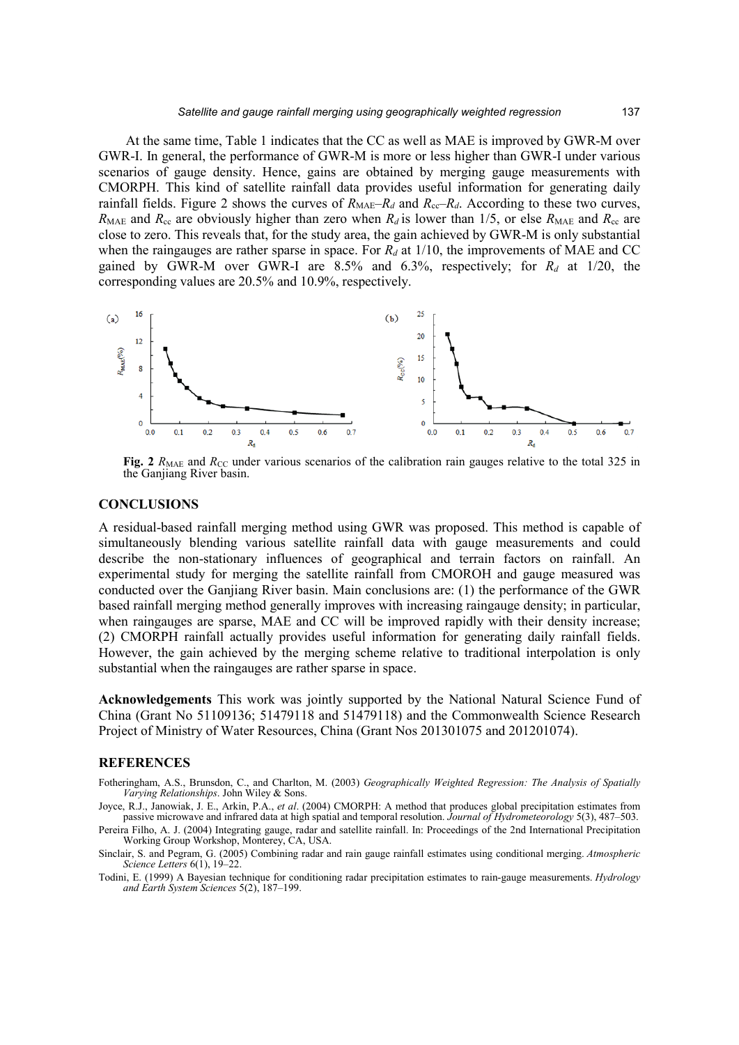At the same time, Table 1 indicates that the CC as well as MAE is improved by GWR-M over GWR-I. In general, the performance of GWR-M is more or less higher than GWR-I under various scenarios of gauge density. Hence, gains are obtained by merging gauge measurements with CMORPH. This kind of satellite rainfall data provides useful information for generating daily rainfall fields. Figure 2 shows the curves of $R_{\mathrm{MAE}}$–$R_d$ and $R_{\mathrm{cc}}$–$R_d$. According to these two curves, $R_{\mathrm{MAE}}$ and $R_{\mathrm{cc}}$ are obviously higher than zero when $R_d$ is lower than 1/5, or else $R_{\mathrm{MAE}}$ and $R_{\mathrm{cc}}$ are close to zero. This reveals that, for the study area, the gain achieved by GWR-M is only substantial when the raingauges are rather sparse in space. For $R_d$ at 1/10, the improvements of MAE and CC gained by GWR-M over GWR-I are 8.5% and 6.3%, respectively; for $R_d$ at 1/20, the corresponding values are 20.5% and 10.9%, respectively.

(a)

$R_{\mathrm{MAE}}$(%)

0 4 8 12 16

0.0 0.1 0.2 0.3 0.4 0.5 0.6 0.7

$R_d$

(b)

$R_{\mathrm{CC}}$(%)

0 5 10 15 20 25

0.0 0.1 0.2 0.3 0.4 0.5 0.6 0.7

$R_d$

**Fig. 2** $R_{\mathrm{MAE}}$ and $R_{\mathrm{CC}}$ under various scenarios of the calibration rain gauges relative to the total 325 in the Ganjiang River basin.

## CONCLUSIONS

A residual-based rainfall merging method using GWR was proposed. This method is capable of simultaneously blending various satellite rainfall data with gauge measurements and could describe the non-stationary influences of geographical and terrain factors on rainfall. An experimental study for merging the satellite rainfall from CMOROH and gauge measured was conducted over the Ganjiang River basin. Main conclusions are: (1) the performance of the GWR based rainfall merging method generally improves with increasing raingauge density; in particular, when raingauges are sparse, MAE and CC will be improved rapidly with their density increase; (2) CMORPH rainfall actually provides useful information for generating daily rainfall fields. However, the gain achieved by the merging scheme relative to traditional interpolation is only substantial when the raingauges are rather sparse in space.

**Acknowledgements** This work was jointly supported by the National Natural Science Fund of China (Grant No 51109136; 51479118 and 51479118) and the Commonwealth Science Research Project of Ministry of Water Resources, China (Grant Nos 201301075 and 201201074).

## REFERENCES

Fotheringham, A.S., Brunsdon, C., and Charlton, M. (2003) *Geographically Weighted Regression: The Analysis of Spatially Varying Relationships*. John Wiley & Sons.

Joyce, R.J., Janowiak, J. E., Arkin, P.A., *et al*. (2004) CMORPH: A method that produces global precipitation estimates from passive microwave and infrared data at high spatial and temporal resolution. *Journal of Hydrometeorology* 5(3), 487–503.

Pereira Filho, A. J. (2004) Integrating gauge, radar and satellite rainfall. In: Proceedings of the 2nd International Precipitation Working Group Workshop, Monterey, CA, USA.

Sinclair, S. and Pegram, G. (2005) Combining radar and rain gauge rainfall estimates using conditional merging. *Atmospheric Science Letters* 6(1), 19–22.

Todini, E. (1999) A Bayesian technique for conditioning radar precipitation estimates to rain-gauge measurements. *Hydrology and Earth System Sciences* 5(2), 187–199.